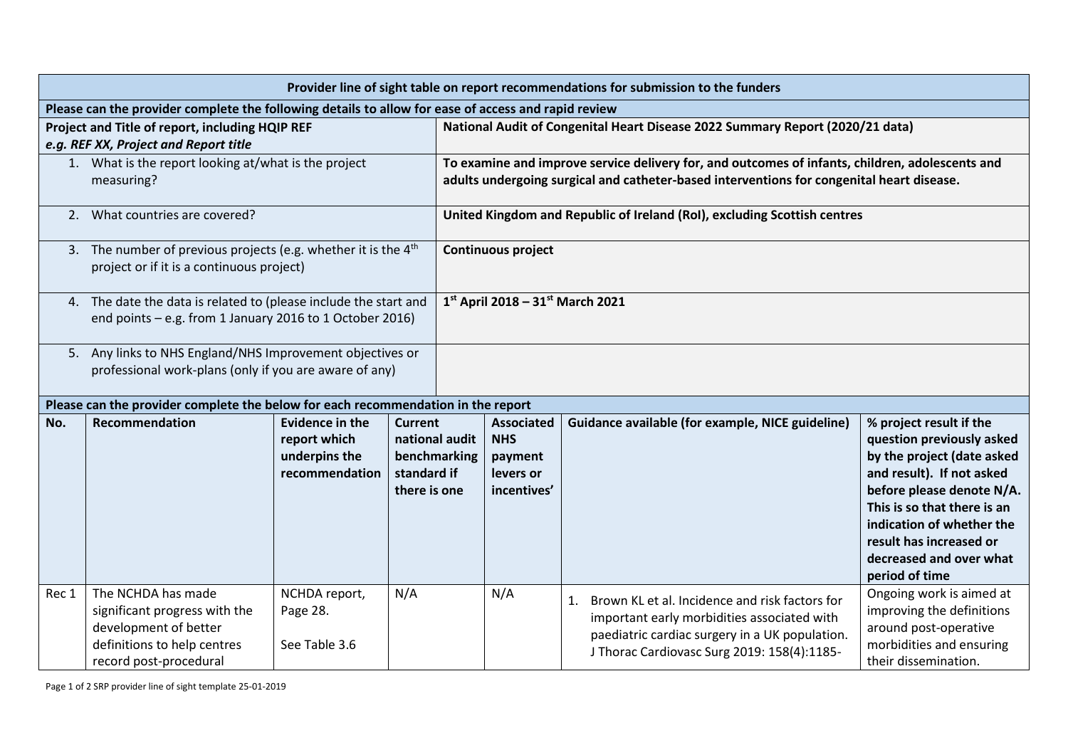| Provider line of sight table on report recommendations for submission to the funders | | | | | | |
|---|---|---|---|---|---|---|
| **Please can the provider complete the following details to allow for ease of access and rapid review** | | | | | | |
| **Project and Title of report, including HQIP REF** *e.g. REF XX, Project and Report title* | | | **National Audit of Congenital Heart Disease 2022 Summary Report (2020/21 data)** | | | |
| 1. What is the report looking at/what is the project measuring? | | | **To examine and improve service delivery for, and outcomes of infants, children, adolescents and adults undergoing surgical and catheter-based interventions for congenital heart disease.** | | | |
| 2. What countries are covered? | | | **United Kingdom and Republic of Ireland (RoI), excluding Scottish centres** | | | |
| 3. The number of previous projects (e.g. whether it is the 4th project or if it is a continuous project) | | | **Continuous project** | | | |
| 4. The date the data is related to (please include the start and end points – e.g. from 1 January 2016 to 1 October 2016) | | | **1st April 2018 – 31st March 2021** | | | |
| 5. Any links to NHS England/NHS Improvement objectives or professional work-plans (only if you are aware of any) | | | | | | |
| **Please can the provider complete the below for each recommendation in the report** | | | | | | |
| **No.** | **Recommendation** | **Evidence in the report which underpins the recommendation** | **Current national audit benchmarking standard if there is one** | **Associated NHS payment levers or incentives'** | **Guidance available (for example, NICE guideline)** | **% project result if the question previously asked by the project (date asked and result). If not asked before please denote N/A. This is so that there is an indication of whether the result has increased or decreased and over what period of time** |
| Rec 1 | The NCHDA has made significant progress with the development of better definitions to help centres record post-procedural | NCHDA report, Page 28. See Table 3.6 | N/A | N/A | 1. Brown KL et al. Incidence and risk factors for important early morbidities associated with paediatric cardiac surgery in a UK population. J Thorac Cardiovasc Surg 2019: 158(4):1185- | Ongoing work is aimed at improving the definitions around post-operative morbidities and ensuring their dissemination. |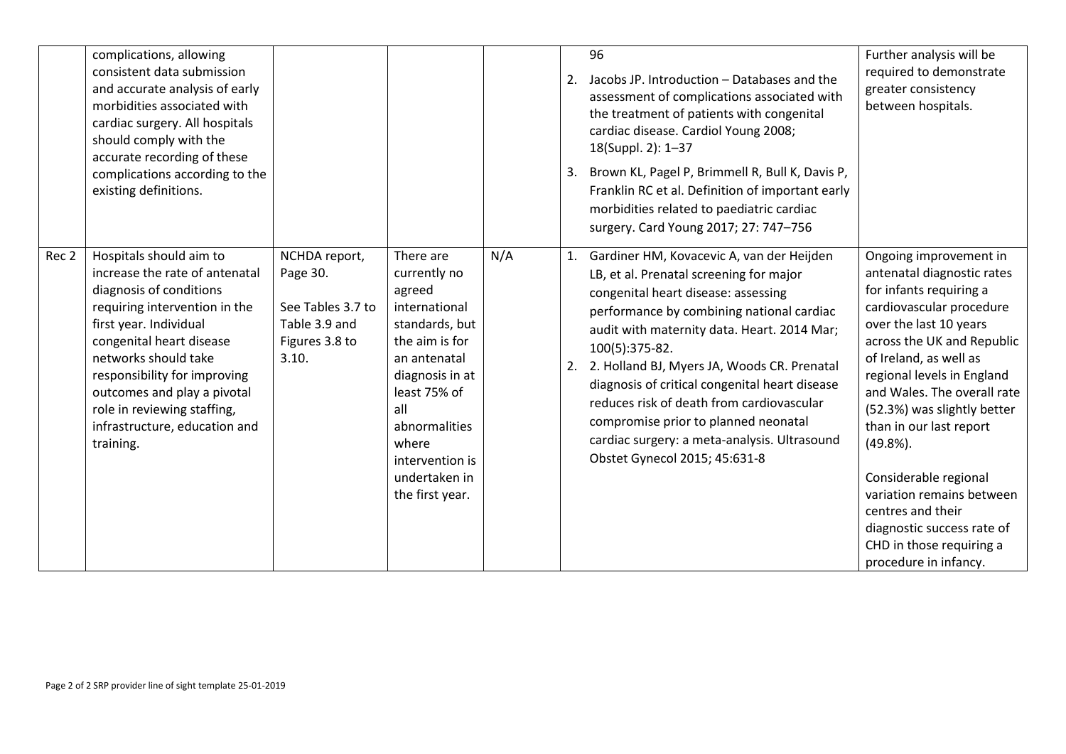| | | | | | | |
|---|---|---|---|---|---|---|
| | complications, allowing consistent data submission and accurate analysis of early morbidities associated with cardiac surgery. All hospitals should comply with the accurate recording of these complications according to the existing definitions. | | | | 96<br>2. Jacobs JP. Introduction – Databases and the assessment of complications associated with the treatment of patients with congenital cardiac disease. Cardiol Young 2008; 18(Suppl. 2): 1–37<br>3. Brown KL, Pagel P, Brimmell R, Bull K, Davis P, Franklin RC et al. Definition of important early morbidities related to paediatric cardiac surgery. Card Young 2017; 27: 747–756 | Further analysis will be required to demonstrate greater consistency between hospitals. |
| Rec 2 | Hospitals should aim to increase the rate of antenatal diagnosis of conditions requiring intervention in the first year. Individual congenital heart disease networks should take responsibility for improving outcomes and play a pivotal role in reviewing staffing, infrastructure, education and training. | NCHDA report, Page 30.<br><br>See Tables 3.7 to Table 3.9 and Figures 3.8 to 3.10. | There are currently no agreed international standards, but the aim is for an antenatal diagnosis in at least 75% of all abnormalities where intervention is undertaken in the first year. | N/A | 1. Gardiner HM, Kovacevic A, van der Heijden LB, et al. Prenatal screening for major congenital heart disease: assessing performance by combining national cardiac audit with maternity data. Heart. 2014 Mar; 100(5):375-82.<br>2. 2. Holland BJ, Myers JA, Woods CR. Prenatal diagnosis of critical congenital heart disease reduces risk of death from cardiovascular compromise prior to planned neonatal cardiac surgery: a meta-analysis. Ultrasound Obstet Gynecol 2015; 45:631-8 | Ongoing improvement in antenatal diagnostic rates for infants requiring a cardiovascular procedure over the last 10 years across the UK and Republic of Ireland, as well as regional levels in England and Wales. The overall rate (52.3%) was slightly better than in our last report (49.8%).<br><br>Considerable regional variation remains between centres and their diagnostic success rate of CHD in those requiring a procedure in infancy. |